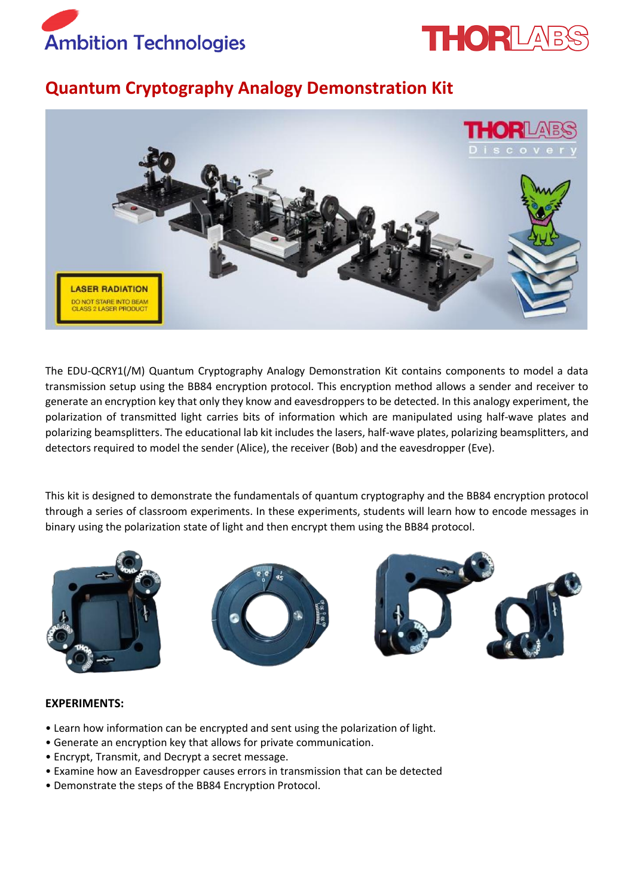# Quantum Cryptography Analogy Demonstration Kit

The EDU-QCRY1(/M) Quantum Cryptography Analogy Demonstration Kit contains components to model a data transmission setup using the BB84 encryption protocol. This encryption method allows a sender and receiver to generate an encryption key that only they know and eavesdroppers to be detected. In this analogy experiment, the polarization of transmitted light carries bits of information which are manipulated using half-wave plates and polarizing beamsplitters. The educational lab kit includes the lasers, half-wave plates, polarizing beamsplitters, and detectors required to model the sender (Alice), the receiver (Bob) and the eavesdropper (Eve).

This kit is designed to demonstrate the fundamentals of quantum cryptography and the BB84 encryption protocol through a series of classroom experiments. In these experiments, students will learn how to encode messages in binary using the polarization state of light and then encrypt them using the BB84 protocol.

**EXPERIMENTS:**

- Learn how information can be encrypted and sent using the polarization of light.
- Generate an encryption key that allows for private communication.
- Encrypt, Transmit, and Decrypt a secret message.
- Examine how an Eavesdropper causes errors in transmission that can be detected
- Demonstrate the steps of the BB84 Encryption Protocol.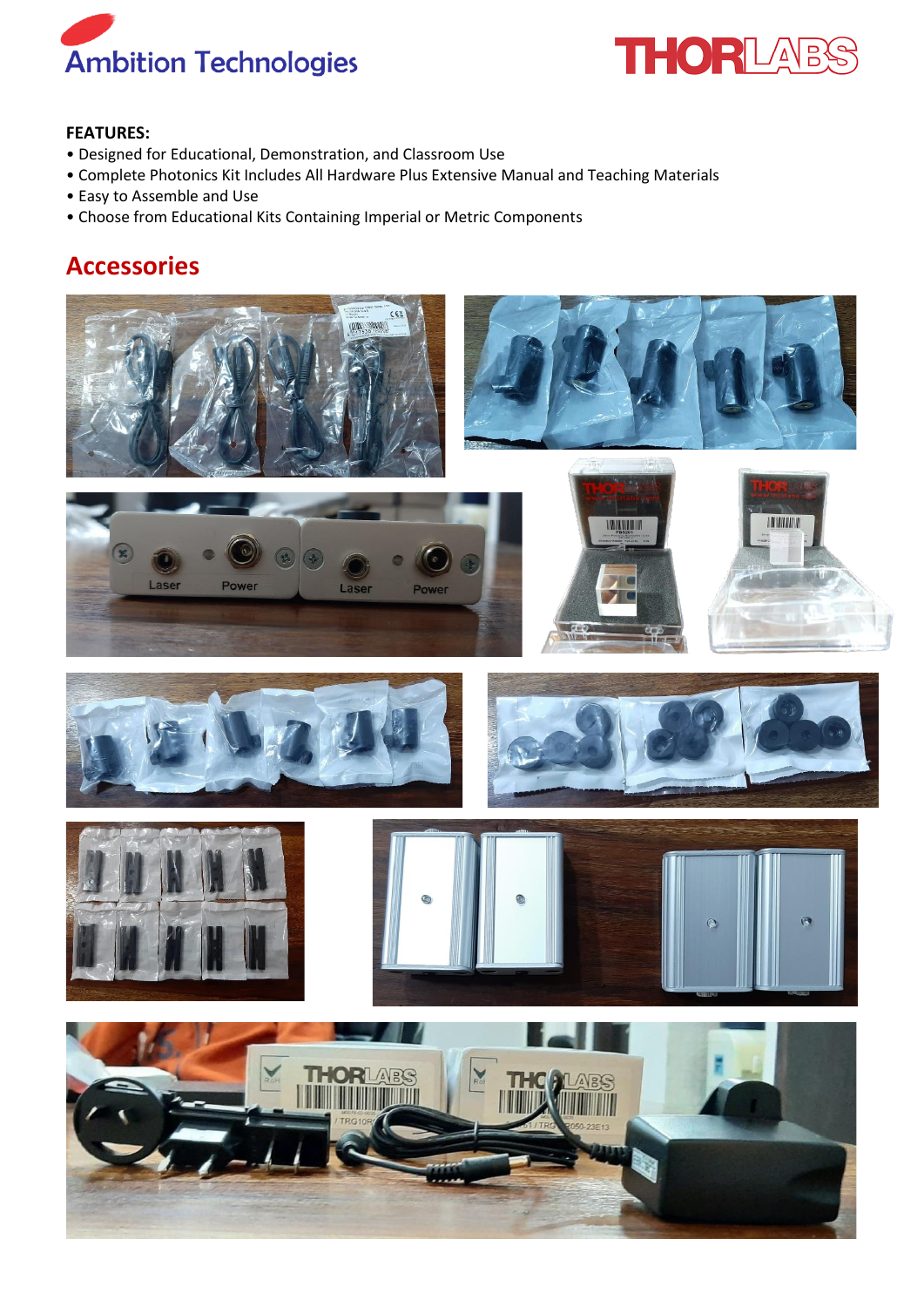**FEATURES:**

- Designed for Educational, Demonstration, and Classroom Use
- Complete Photonics Kit Includes All Hardware Plus Extensive Manual and Teaching Materials
- Easy to Assemble and Use
- Choose from Educational Kits Containing Imperial or Metric Components

## Accessories